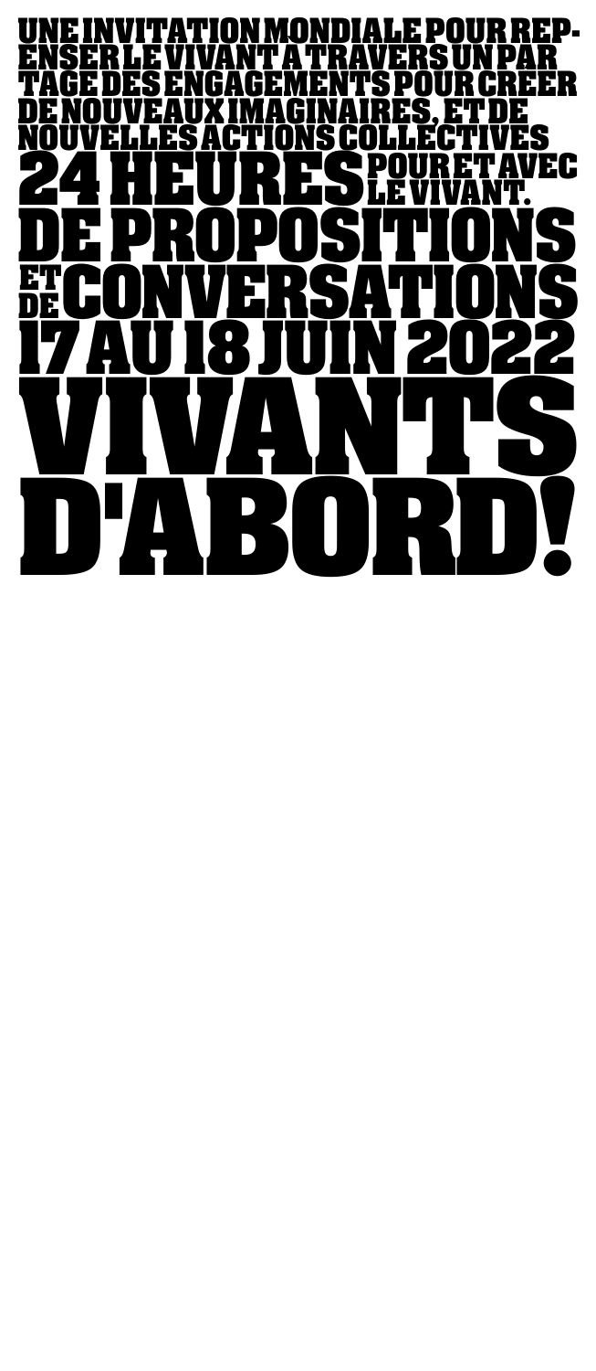UNE INVITATION MONDIALE POUR REPENSER LE VIVANT A TRAVERS UN PARTAGE DES ENGAGEMENTS POUR CREER DE NOUVEAUX IMAGINAIRES, ET DE NOUVELLES ACTIONS COLLECTIVES

24 HEURES POUR ET AVEC LE VIVANT.

DE PROPOSITIONS ET DE CONVERSATIONS

17 AU 18 JUIN 2022

# VIVANTS D'ABORD!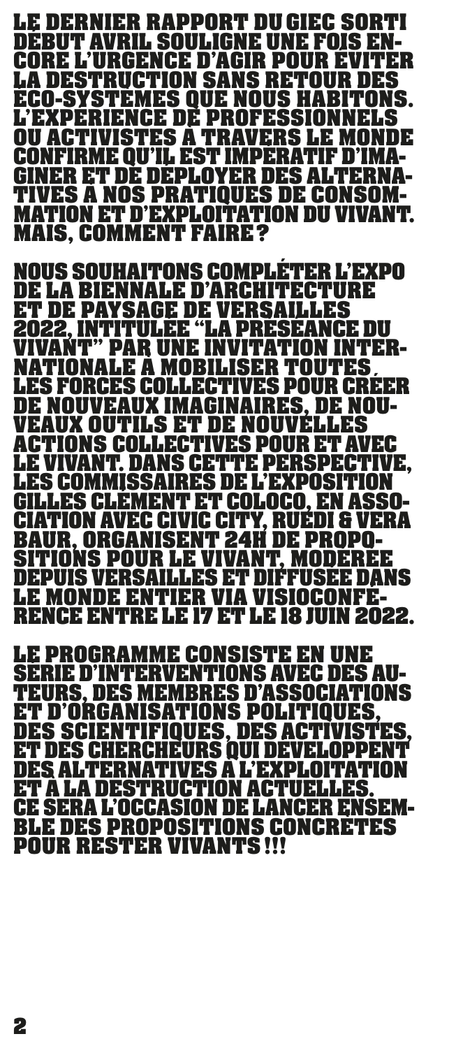LE DERNIER RAPPORT DU GIEC SORTI DÉBUT AVRIL SOULIGNE UNE FOIS ENCORE L'URGENCE D'AGIR POUR ÉVITER LA DESTRUCTION SANS RETOUR DES ÉCO-SYSTÈMES QUE NOUS HABITONS. L'EXPÉRIENCE DE PROFESSIONNELS OU ACTIVISTES À TRAVERS LE MONDE CONFIRME QU'IL EST IMPÉRATIF D'IMAGINER ET DE DÉPLOYER DES ALTERNATIVES À NOS PRATIQUES DE CONSOMMATION ET D'EXPLOITATION DU VIVANT. MAIS, COMMENT FAIRE ?

NOUS SOUHAITONS COMPLÉTER L'EXPO DE LA BIENNALE D'ARCHITECTURE ET DE PAYSAGE DE VERSAILLES 2022, INTITULÉE "LA PRÉSÉANCE DU VIVANT" PAR UNE INVITATION INTERNATIONALE À MOBILISER TOUTES LES FORCES COLLECTIVES POUR CRÉER DE NOUVEAUX IMAGINAIRES, DE NOUVEAUX OUTILS ET DE NOUVELLES ACTIONS COLLECTIVES POUR ET AVEC LE VIVANT. DANS CETTE PERSPECTIVE, LES COMMISSAIRES DE L'EXPOSITION GILLES CLÉMENT ET COLOCO, EN ASSOCIATION AVEC CIVIC CITY, RUEDI & VERA BAUR, ORGANISENT 24H DE PROPOSITIONS POUR LE VIVANT, MODÉRÉE DEPUIS VERSAILLES ET DIFFUSÉE DANS LE MONDE ENTIER VIA VISIOCONFÉRENCE ENTRE LE 17 ET LE 18 JUIN 2022.

LE PROGRAMME CONSISTE EN UNE SÉRIE D'INTERVENTIONS AVEC DES AUTEURS, DES MEMBRES D'ASSOCIATIONS ET D'ORGANISATIONS POLITIQUES, DES SCIENTIFIQUES, DES ACTIVISTES, ET DES CHERCHEURS QUI DÉVELOPPENT DES ALTERNATIVES À L'EXPLOITATION ET À LA DESTRUCTION ACTUELLES. CE SERA L'OCCASION DE LANCER ENSEMBLE DES PROPOSITIONS CONCRÈTES POUR RESTER VIVANTS !!!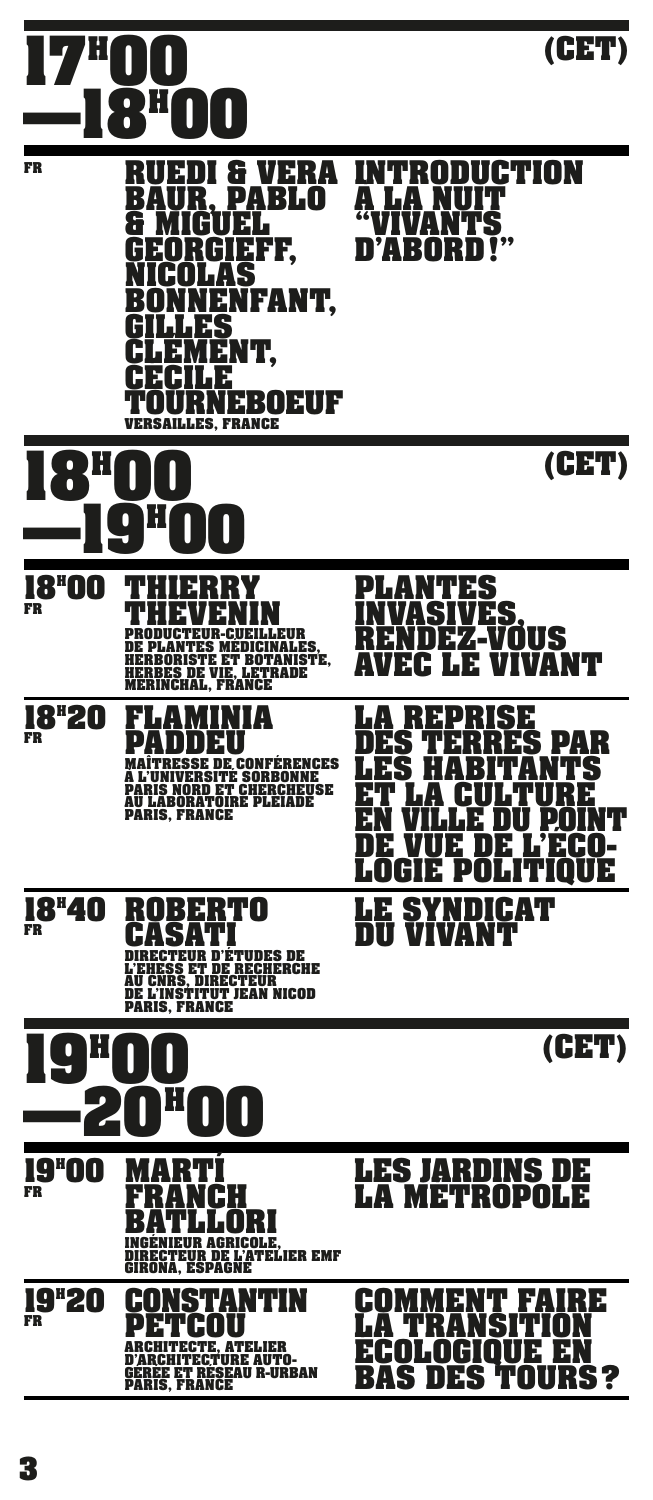## 17H00 —18H00 (CET)

FR
**RUEDI & VERA BAUR, PABLO & MIGUEL GEORGIEFF, NICOLAS BONNENFANT, GILLES CLÉMENT, CECILE TOURNEBOEUF**
VERSAILLES, FRANCE

**INTRODUCTION A LA NUIT "VIVANTS D'ABORD!"**

## 18H00 —19H00 (CET)

18H00
FR
**THIERRY THEVENIN**
PRODUCTEUR-CUEILLEUR DE PLANTES MÉDICINALES, HERBORISTE ET BOTANISTE, HERBES DE VIE, LETRADE MERINCHAL, FRANCE

**PLANTES INVASIVES, RENDEZ-VOUS AVEC LE VIVANT**

18H20
FR
**FLAMINIA PADDEU**
MAÎTRESSE DE CONFÉRENCES A L'UNIVERSITÉ SORBONNE PARIS NORD ET CHERCHEUSE AU LABORATOIRE PLEIADE PARIS, FRANCE

**LA REPRISE DES TERRES PAR LES HABITANTS ET LA CULTURE EN VILLE DU POINT DE VUE DE L'ÉCOLOGIE POLITIQUE**

18H40
FR
**ROBERTO CASATI**
DIRECTEUR D'ÉTUDES DE L'EHESS ET DE RECHERCHE AU CNRS, DIRECTEUR DE L'INSTITUT JEAN NICOD PARIS, FRANCE

**LE SYNDICAT DU VIVANT**

## 19H00 —20H00 (CET)

19H00
FR
**MARTÍ FRANCH BATLLORI**
INGÉNIEUR AGRICOLE, DIRECTEUR DE L'ATELIER EMF GIRONA, ESPAGNE

**LES JARDINS DE LA MÉTROPOLE**

19H20
FR
**CONSTANTIN PETCOU**
ARCHITECTE, ATELIER D'ARCHITECTURE AUTO-GÉRÉE ET RÉSEAU R-URBAN PARIS, FRANCE

**COMMENT FAIRE LA TRANSITION ÉCOLOGIQUE EN BAS DES TOURS?**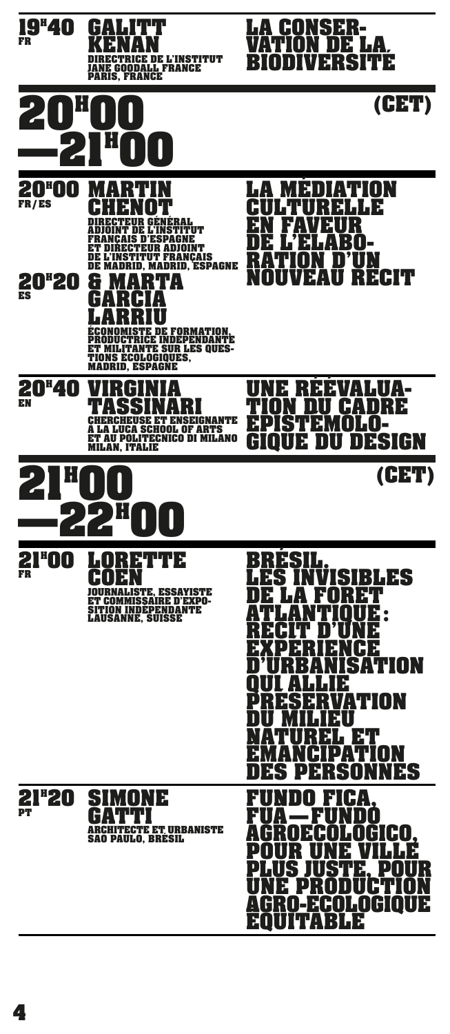**19H40** FR

**GALITT KENAN**
DIRECTRICE DE L'INSTITUT JANE GOODALL FRANCE PARIS, FRANCE

**LA CONSERVATION DE LA BIODIVERSITÉ**

## 20H00 —21H00 (CET)

**20H00** FR/ES

**MARTIN CHENOT**
DIRECTEUR GÉNÉRAL ADJOINT DE L'INSTITUT FRANÇAIS D'ESPAGNE ET DIRECTEUR ADJOINT DE L'INSTITUT FRANÇAIS DE MADRID, MADRID, ESPAGNE

**20H20** ES

**& MARTA GARCIA LARRIU**
ÉCONOMISTE DE FORMATION, PRODUCTRICE INDÉPENDANTE ET MILITANTE SUR LES QUESTIONS ÉCOLOGIQUES, MADRID, ESPAGNE

**LA MÉDIATION CULTURELLE EN FAVEUR DE L'ÉLABORATION D'UN NOUVEAU RÉCIT**

**20H40** EN

**VIRGINIA TASSINARI**
CHERCHEUSE ET ENSEIGNANTE À LA LUCA SCHOOL OF ARTS ET AU POLITECNICO DI MILANO MILAN, ITALIE

**UNE RÉÉVALUATION DU CADRE ÉPISTÉMOLOGIQUE DU DESIGN**

## 21H00 —22H00 (CET)

**21H00** FR

**LORETTE COEN**
JOURNALISTE, ESSAYISTE ET COMMISSAIRE D'EXPOSITION INDÉPENDANTE LAUSANNE, SUISSE

**BRÉSIL. LES INVISIBLES DE LA FORÊT ATLANTIQUE : RÉCIT D'UNE EXPÉRIENCE D'URBANISATION QUI ALLIE PRÉSERVATION DU MILIEU NATUREL ET ÉMANCIPATION DES PERSONNES**

**21H20** PT

**SIMONE GATTI**
ARCHITECTE ET URBANISTE SAO PAULO, BRÉSIL

**FUNDO FICA, FUA—FUNDO AGROECOLÓGICO, POUR UNE VILLE PLUS JUSTE, POUR UNE PRODUCTION AGRO-ÉCOLOGIQUE ÉQUITABLE**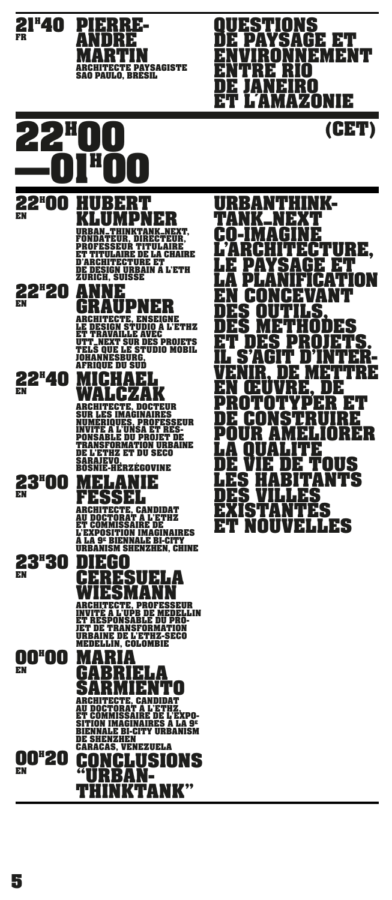**21H40** FR

**PIERRE-ANDRÉ MARTIN**
ARCHITECTE PAYSAGISTE
SÃO PAULO, BRÉSIL

**QUESTIONS DE PAYSAGE ET ENVIRONNEMENT ENTRE RIO DE JANEIRO ET L'AMAZONIE**

# 22H00—01H00 (CET)

**22H00** EN

**HUBERT KLUMPNER**
URBAN–THINKTANK_NEXT, FONDATEUR, DIRECTEUR, PROFESSEUR TITULAIRE ET TITULAIRE DE LA CHAIRE D'ARCHITECTURE ET DE DESIGN URBAIN À L'ETH ZURICH, SUISSE

**22H20** EN

**ANNE GRAUPNER**
ARCHITECTE, ENSEIGNE LE DESIGN STUDIO À L'ETHZ ET TRAVAILLE AVEC UTT_NEXT SUR DES PROJETS TELS QUE LE STUDIO MOBIL
JOHANNESBURG, AFRIQUE DU SUD

**22H40** EN

**MICHAEL WALCZAK**
ARCHITECTE, DOCTEUR SUR LES IMAGINAIRES NUMÉRIQUES, PROFESSEUR INVITÉ À L'UNSA ET RESPONSABLE DU PROJET DE TRANSFORMATION URBAINE DE L'ETHZ ET DU SECO
SARAJEVO, BOSNIE-HERZÉGOVINE

**23H00** EN

**MELANIE FESSEL**
ARCHITECTE, CANDIDAT AU DOCTORAT À L'ETHZ ET COMMISSAIRE DE L'EXPOSITION IMAGINAIRES À LA 9E BIENNALE BI-CITY URBANISM SHENZHEN, CHINE

**23H30** EN

**DIEGO CERESUELA WIESMANN**
ARCHITECTE, PROFESSEUR INVITÉ À L'UPB DE MEDELLIN ET RESPONSABLE DU PROJET DE TRANSFORMATION URBAINE DE L'ETHZ-SECO
MEDELLÍN, COLOMBIE

**00H00** EN

**MARIA GABRIELA SARMIENTO**
ARCHITECTE, CANDIDAT AU DOCTORAT À L'ETHZ, ET COMMISSAIRE DE L'EXPOSITION IMAGINAIRES À LA 9E BIENNALE BI-CITY URBANISM DE SHENZHEN
CARACAS, VENEZUELA

**00H20** EN

**CONCLUSIONS "URBAN-THINKTANK"**

**URBANTHINK-TANK_NEXT CO-IMAGINE L'ARCHITECTURE, LE PAYSAGE ET LA PLANIFICATION EN CONCEVANT DES OUTILS, DES MÉTHODES ET DES PROJETS. IL S'AGIT D'INTERVENIR, DE METTRE EN ŒUVRE, DE PROTOTYPER ET DE CONSTRUIRE POUR AMÉLIORER LA QUALITÉ DE VIE DE TOUS LES HABITANTS DES VILLES EXISTANTES ET NOUVELLES**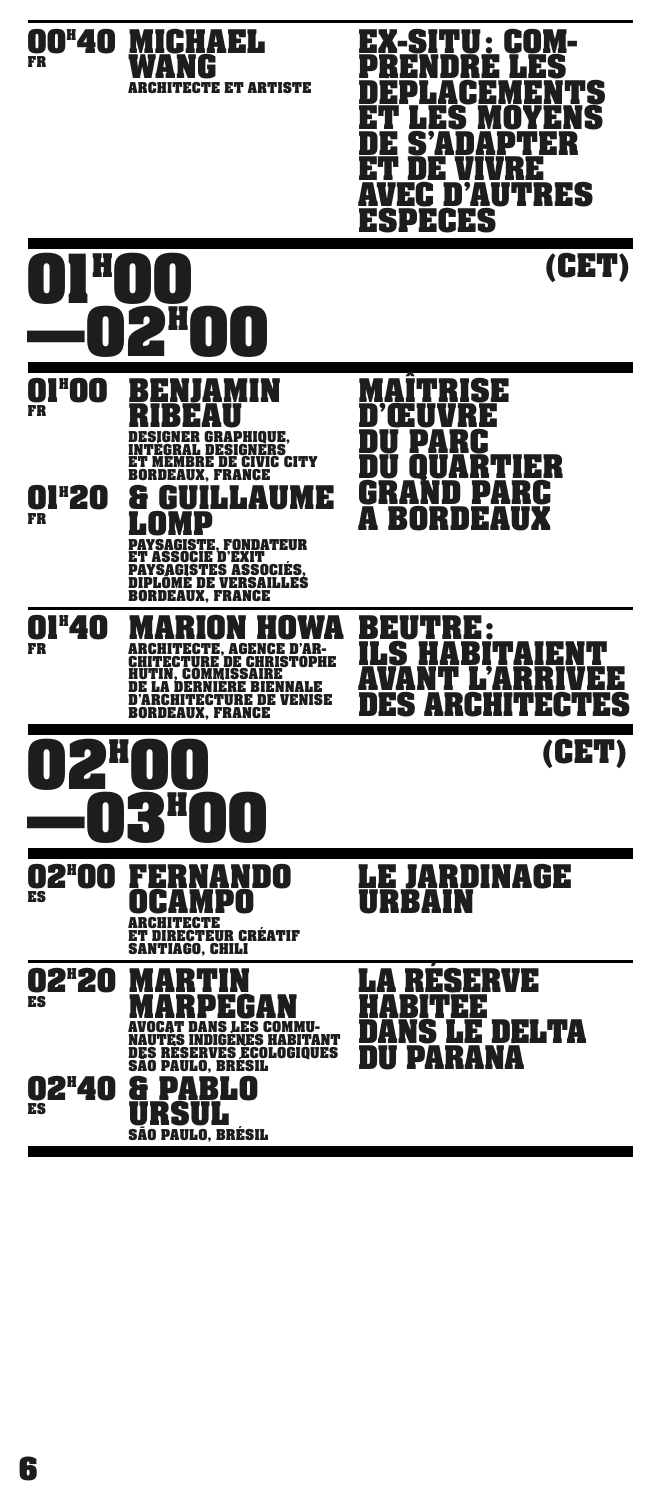**00H40** FR

**MICHAEL WANG**
ARCHITECTE ET ARTISTE

**EX-SITU : COMPRENDRE LES DÉPLACEMENTS ET LES MOYENS DE S'ADAPTER ET DE VIVRE AVEC D'AUTRES ESPÈCES**

## 01H00 —02H00 (CET)

**01H00** FR

**BENJAMIN RIBEAU**
DESIGNER GRAPHIQUE, INTÉGRAL DESIGNERS ET MEMBRE DE CIVIC CITY
BORDEAUX, FRANCE

**01H20** FR

**& GUILLAUME LOMP**
PAYSAGISTE, FONDATEUR ET ASSOCIÉ D'EXIT PAYSAGISTES ASSOCIÉS, DIPLÔMÉ DE VERSAILLES
BORDEAUX, FRANCE

**MAÎTRISE D'ŒUVRE DU PARC DU QUARTIER GRAND PARC À BORDEAUX**

**01H40** FR

**MARION HOWA**
ARCHITECTE, AGENCE D'ARCHITECTURE DE CHRISTOPHE HUTIN, COMMISSAIRE DE LA DERNIÈRE BIENNALE D'ARCHITECTURE DE VENISE
BORDEAUX, FRANCE

**BEUTRE : ILS HABITAIENT AVANT L'ARRIVÉE DES ARCHITECTES**

## 02H00 —03H00 (CET)

**02H00** ES

**FERNANDO OCAMPO**
ARCHITECTE ET DIRECTEUR CRÉATIF
SANTIAGO, CHILI

**LE JARDINAGE URBAIN**

**02H20** ES

**MARTIN MARPEGAN**
AVOCAT DANS LES COMMUNAUTÉS INDIGÈNES HABITANT DES RÉSERVES ÉCOLOGIQUES
SÃO PAULO, BRÉSIL

**02H40** ES

**& PABLO URSUL**
SÃO PAULO, BRÉSIL

**LA RÉSERVE HABITÉE DANS LE DELTA DU PARANA**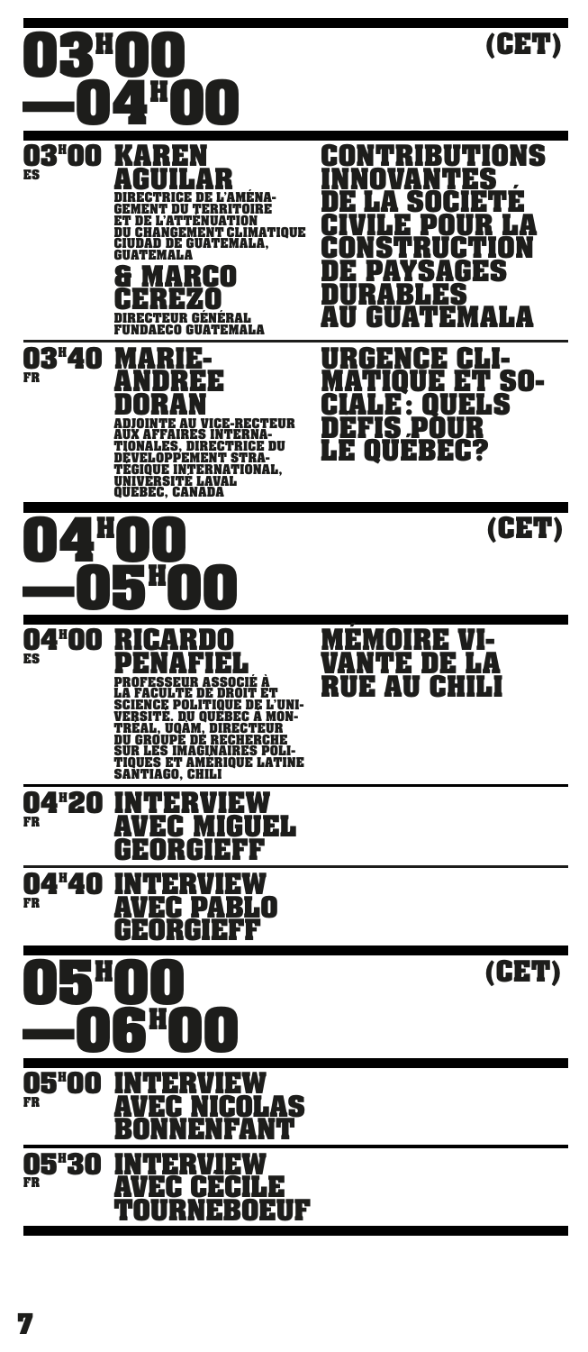## 03H00 —04H00 (CET)

**03H00** ES
**KAREN AGUILAR**
DIRECTRICE DE L'AMÉNAGEMENT DU TERRITOIRE ET DE L'ATTÉNUATION DU CHANGEMENT CLIMATIQUE CIUDAD DE GUATEMALA, GUATEMALA
**& MARCO CEREZO**
DIRECTEUR GÉNÉRAL FUNDAECO GUATEMALA

**CONTRIBUTIONS INNOVANTES DE LA SOCIÉTÉ CIVILE POUR LA CONSTRUCTION DE PAYSAGES DURABLES AU GUATEMALA**

**03H40** FR
**MARIE-ANDRÉE DORAN**
ADJOINTE AU VICE-RECTEUR AUX AFFAIRES INTERNATIONALES, DIRECTRICE DU DÉVELOPPEMENT STRATÉGIQUE INTERNATIONAL, UNIVERSITÉ LAVAL QUÉBEC, CANADA

**URGENCE CLIMATIQUE ET SOCIALE : QUELS DÉFIS POUR LE QUÉBEC?**

## 04H00 —05H00 (CET)

**04H00** ES
**RICARDO PEÑAFIEL**
PROFESSEUR ASSOCIÉ À LA FACULTÉ DE DROIT ET SCIENCE POLITIQUE DE L'UNIVERSITÉ DU QUÉBEC À MONTRÉAL, UQAM, DIRECTEUR DU GROUPE DE RECHERCHE SUR LES IMAGINAIRES POLITIQUES ET AMÉRIQUE LATINE SANTIAGO, CHILI

**MÉMOIRE VIVANTE DE LA RUE AU CHILI**

**04H20** FR
**INTERVIEW AVEC MIGUEL GEORGIEFF**

**04H40** FR
**INTERVIEW AVEC PABLO GEORGIEFF**

## 05H00 —06H00 (CET)

**05H00** FR
**INTERVIEW AVEC NICOLAS BONNENFANT**

**05H30** FR
**INTERVIEW AVEC CÉCILE TOURNEBOEUF**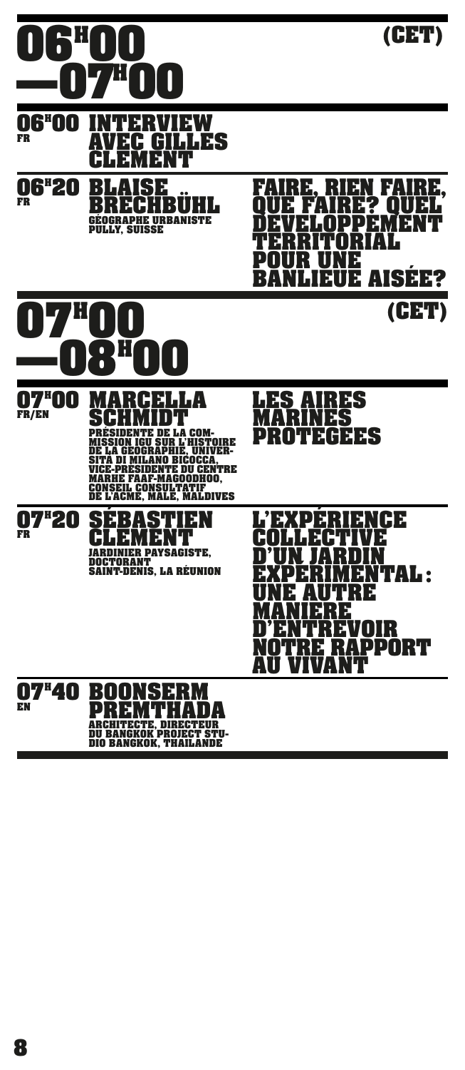## 06H00 —07H00 (CET)

**06H00** FR
**INTERVIEW AVEC GILLES CLÉMENT**

**06H20** FR
**BLAISE BRECHBÜHL**
GÉOGRAPHE URBANISTE
PULLY, SUISSE

**FAIRE, RIEN FAIRE, QUE FAIRE? QUEL DÉVELOPPEMENT TERRITORIAL POUR UNE BANLIEUE AISÉE?**

## 07H00 —08H00 (CET)

**07H00** FR/EN
**MARCELLA SCHMIDT**
PRÉSIDENTE DE LA COMMISSION IGU SUR L'HISTOIRE DE LA GÉOGRAPHIE, UNIVERSITÀ DI MILANO BICOCCA, VICE-PRÉSIDENTE DU CENTRE MARHE FAAF-MAGOODHOO, CONSEIL CONSULTATIF DE L'ACME, MALÉ, MALDIVES

**LES AIRES MARINES PROTÉGÉES**

**07H20** FR
**SÉBASTIEN CLÉMENT**
JARDINIER PAYSAGISTE, DOCTORANT
SAINT-DENIS, LA RÉUNION

**L'EXPÉRIENCE COLLECTIVE D'UN JARDIN EXPÉRIMENTAL : UNE AUTRE MANIÈRE D'ENTREVOIR NOTRE RAPPORT AU VIVANT**

**07H40** EN
**BOONSERM PREMTHADA**
ARCHITECTE, DIRECTEUR DU BANGKOK PROJECT STUDIO BANGKOK, THAILANDE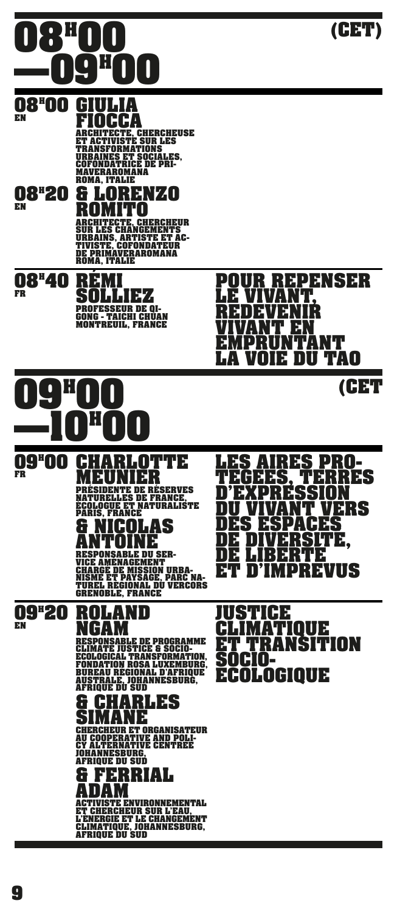# 08H00 —09H00 (CET)

## 08H00 EN GIULIA FIOCCA

ARCHITECTE, CHERCHEUSE ET ACTIVISTE SUR LES TRANSFORMATIONS URBAINES ET SOCIALES, COFONDATRICE DE PRIMAVERAROMANA
ROMA, ITALIE

## 08H20 EN & LORENZO ROMITO

ARCHITECTE, CHERCHEUR SUR LES CHANGEMENTS URBAINS, ARTISTE ET ACTIVISTE, COFONDATEUR DE PRIMAVERAROMANA
ROMA, ITALIE

## 08H40 FR RÉMI SOLLIEZ

PROFESSEUR DE QI-GONG - TAICHI CHUAN
MONTREUIL, FRANCE

**POUR REPENSER LE VIVANT, REDEVENIR VIVANT EN EMPRUNTANT LA VOIE DU TAO**

# 09H00 —10H00 (CET

## 09H00 FR CHARLOTTE MEUNIER

PRÉSIDENTE DE RÉSERVES NATURELLES DE FRANCE, ÉCOLOGUE ET NATURALISTE
PARIS, FRANCE

## & NICOLAS ANTOINE

RESPONSABLE DU SERVICE AMÉNAGEMENT CHARGÉ DE MISSION URBANISME ET PAYSAGE, PARC NATUREL RÉGIONAL DU VERCORS
GRENOBLE, FRANCE

**LES AIRES PROTÉGÉES, TERRES D'EXPRESSION DU VIVANT VERS DES ESPACES DE DIVERSITÉ, DE LIBERTÉ ET D'IMPRÉVUS**

## 09H20 EN ROLAND NGAM

RESPONSABLE DE PROGRAMME CLIMATE JUSTICE & SOCIO-ECOLOGICAL TRANSFORMATION, FONDATION ROSA LUXEMBURG, BUREAU RÉGIONAL D'AFRIQUE AUSTRALE, JOHANNESBURG, AFRIQUE DU SUD

## & CHARLES SIMANE

CHERCHEUR ET ORGANISATEUR AU COOPERATIVE AND POLICY ALTERNATIVE CENTRÉE
JOHANNESBURG, AFRIQUE DU SUD

## & FERRIAL ADAM

ACTIVISTE ENVIRONNEMENTAL ET CHERCHEUR SUR L'EAU, L'ÉNERGIE ET LE CHANGEMENT CLIMATIQUE, JOHANNESBURG, AFRIQUE DU SUD

**JUSTICE CLIMATIQUE ET TRANSITION SOCIO-ÉCOLOGIQUE**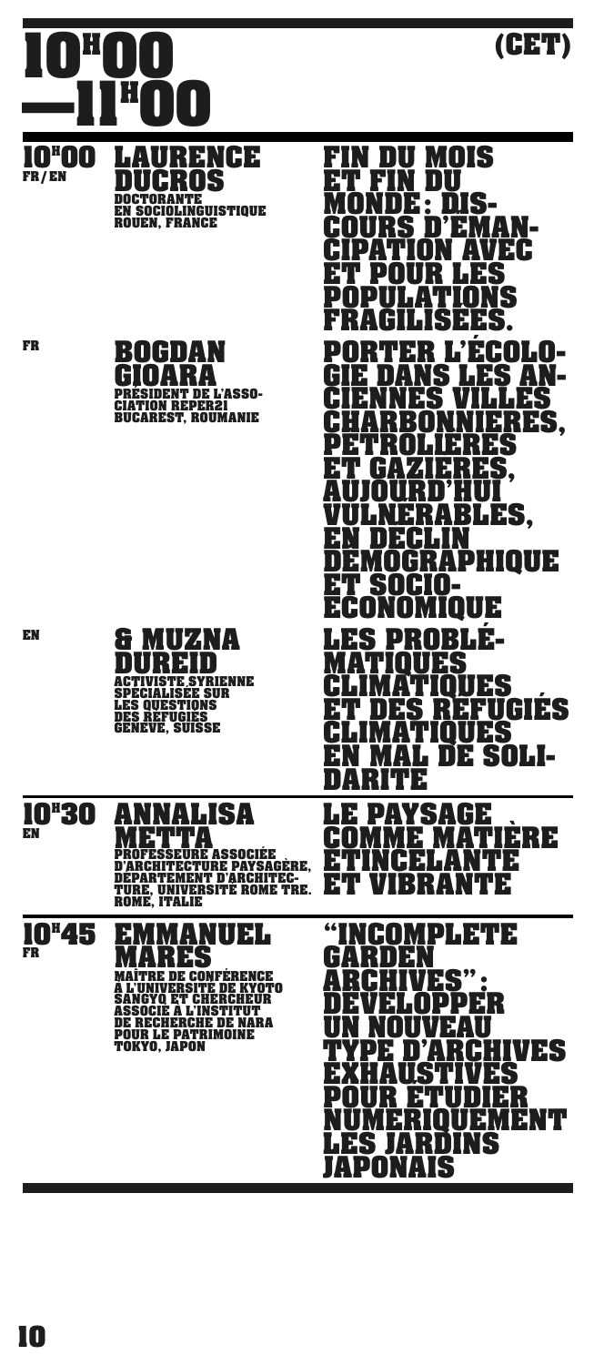# 10H00 —11H00 (CET)

**10H00** FR/EN

**LAURENCE DUCROS**
DOCTORANTE EN SOCIOLINGUISTIQUE
ROUEN, FRANCE

**FIN DU MOIS ET FIN DU MONDE : DISCOURS D'ÉMANCIPATION AVEC ET POUR LES POPULATIONS FRAGILISÉES.**

FR

**BOGDAN GIOARA**
PRÉSIDENT DE L'ASSOCIATION REPER21
BUCAREST, ROUMANIE

**PORTER L'ÉCOLOGIE DANS LES ANCIENNES VILLES CHARBONNIÈRES, PÉTROLIÈRES ET GAZIÈRES, AUJOURD'HUI VULNÉRABLES, EN DÉCLIN DÉMOGRAPHIQUE ET SOCIO-ÉCONOMIQUE**

EN

**& MUZNA DUREID**
ACTIVISTE SYRIENNE SPÉCIALISÉE SUR LES QUESTIONS DES RÉFUGIÉS
GENÈVE, SUISSE

**LES PROBLÉMATIQUES CLIMATIQUES ET DES RÉFUGIÉS CLIMATIQUES EN MAL DE SOLIDARITÉ**

**10H30** EN

**ANNALISA METTA**
PROFESSEURE ASSOCIÉE D'ARCHITECTURE PAYSAGÈRE, DÉPARTEMENT D'ARCHITECTURE, UNIVERSITÉ ROME TRE.
ROME, ITALIE

**LE PAYSAGE COMME MATIÈRE ÉTINCELANTE ET VIBRANTE**

**10H45** FR

**EMMANUEL MARÈS**
MAÎTRE DE CONFÉRENCE À L'UNIVERSITÉ DE KYOTO SANGYO ET CHERCHEUR ASSOCIÉ À L'INSTITUT DE RECHERCHE DE NARA POUR LE PATRIMOINE
TOKYO, JAPON

**"INCOMPLETE GARDEN ARCHIVES" : DÉVELOPPER UN NOUVEAU TYPE D'ARCHIVES EXHAUSTIVES POUR ÉTUDIER NUMÉRIQUEMENT LES JARDINS JAPONAIS**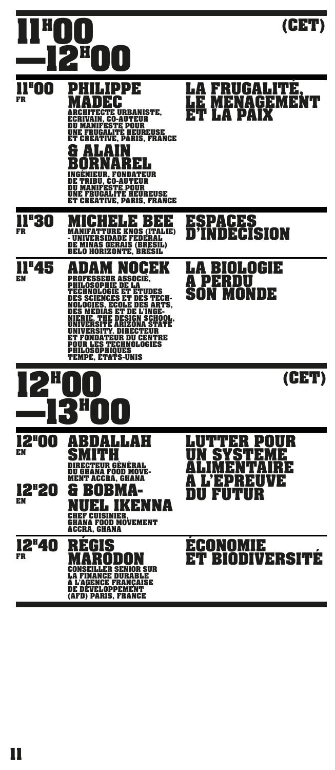## 11H00 —12H00 (CET)

**11H00** FR

**PHILIPPE MADEC**
ARCHITECTE URBANISTE, ÉCRIVAIN, CO-AUTEUR DU MANIFESTE POUR UNE FRUGALITÉ HEUREUSE ET CRÉATIVE, PARIS, FRANCE

**& ALAIN BORNAREL**
INGÉNIEUR, FONDATEUR DE TRIBU, CO-AUTEUR DU MANIFESTE POUR UNE FRUGALITÉ HEUREUSE ET CRÉATIVE, PARIS, FRANCE

### LA FRUGALITÉ, LE MÉNAGEMENT ET LA PAIX

**11H30** FR

**MICHELE BEE**
MANIFATTURE KNOS (ITALIE) - UNIVERSIDADE FEDERAL DE MINAS GERAIS (BRÉSIL) BELO HORIZONTE, BRÉSIL

### ESPACES D'INDÉCISION

**11H45** EN

**ADAM NOCEK**
PROFESSEUR ASSOCIÉ, PHILOSOPHIE DE LA TECHNOLOGIE ET ÉTUDES DES SCIENCES ET DES TECHNOLOGIES, ÉCOLE DES ARTS, DES MÉDIAS ET DE L'INGÉNIERIE, THE DESIGN SCHOOL, UNIVERSITÉ ARIZONA STATE UNIVERSITY. DIRECTEUR ET FONDATEUR DU CENTRE POUR LES TECHNOLOGIES PHILOSOPHIQUES TEMPE, ÉTATS-UNIS

### LA BIOLOGIE A PERDU SON MONDE

## 12H00 —13H00 (CET)

**12H00** EN

**ABDALLAH SMITH**
DIRECTEUR GÉNÉRAL DU GHANA FOOD MOVEMENT ACCRA, GHANA

**12H20** EN

**& BOBMANUEL IKENNA**
CHEF CUISINIER, GHANA FOOD MOVEMENT ACCRA, GHANA

### LUTTER POUR UN SYSTÈME ALIMENTAIRE À L'ÉPREUVE DU FUTUR

**12H40** FR

**RÉGIS MARODON**
CONSEILLER SENIOR SUR LA FINANCE DURABLE À L'AGENCE FRANÇAISE DE DÉVELOPPEMENT (AFD) PARIS, FRANCE

### ÉCONOMIE ET BIODIVERSITÉ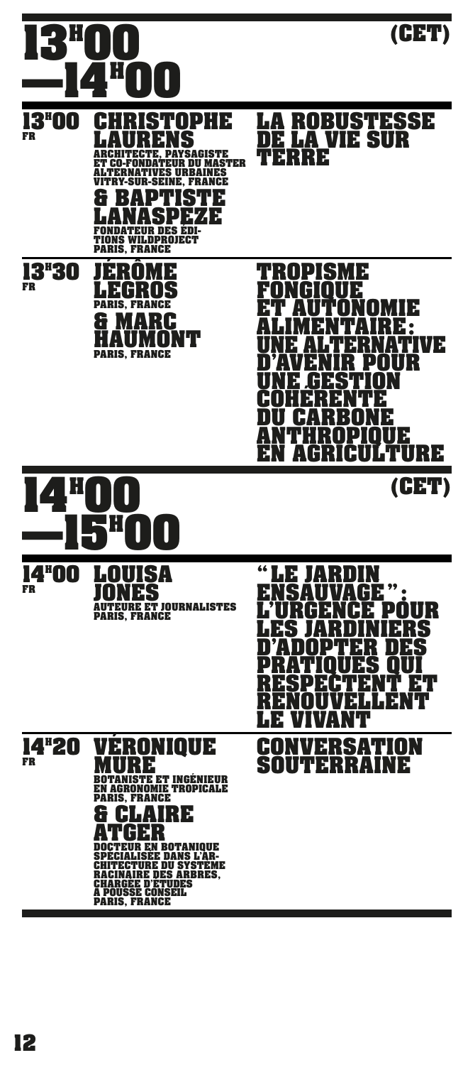# 13H00 —14H00 (CET)

**13H00** FR

**CHRISTOPHE LAURENS**
ARCHITECTE, PAYSAGISTE ET CO-FONDATEUR DU MASTER ALTERNATIVES URBAINES VITRY-SUR-SEINE, FRANCE

**& BAPTISTE LANASPEZE**
FONDATEUR DES ÉDITIONS WILDPROJECT PARIS, FRANCE

### LA ROBUSTESSE DE LA VIE SUR TERRE

**13H30** FR

**JÉRÔME LEGROS**
PARIS, FRANCE

**& MARC HAUMONT**
PARIS, FRANCE

### TROPISME FONGIQUE ET AUTONOMIE ALIMENTAIRE : UNE ALTERNATIVE D'AVENIR POUR UNE GESTION COHÉRENTE DU CARBONE ANTHROPIQUE EN AGRICULTURE

# 14H00 —15H00 (CET)

**14H00** FR

**LOUISA JONES**
AUTEURE ET JOURNALISTES PARIS, FRANCE

### "LE JARDIN ENSAUVAGÉ" : L'URGENCE POUR LES JARDINIERS D'ADOPTER DES PRATIQUES QUI RESPECTENT ET RENOUVELLENT LE VIVANT

**14H20** FR

**VÉRONIQUE MURE**
BOTANISTE ET INGÉNIEUR EN AGRONOMIE TROPICALE PARIS, FRANCE

**& CLAIRE ATGER**
DOCTEUR EN BOTANIQUE SPÉCIALISÉE DANS L'ARCHITECTURE DU SYSTÈME RACINAIRE DES ARBRES, CHARGÉE D'ÉTUDES À POUSSE CONSEIL PARIS, FRANCE

### CONVERSATION SOUTERRAINE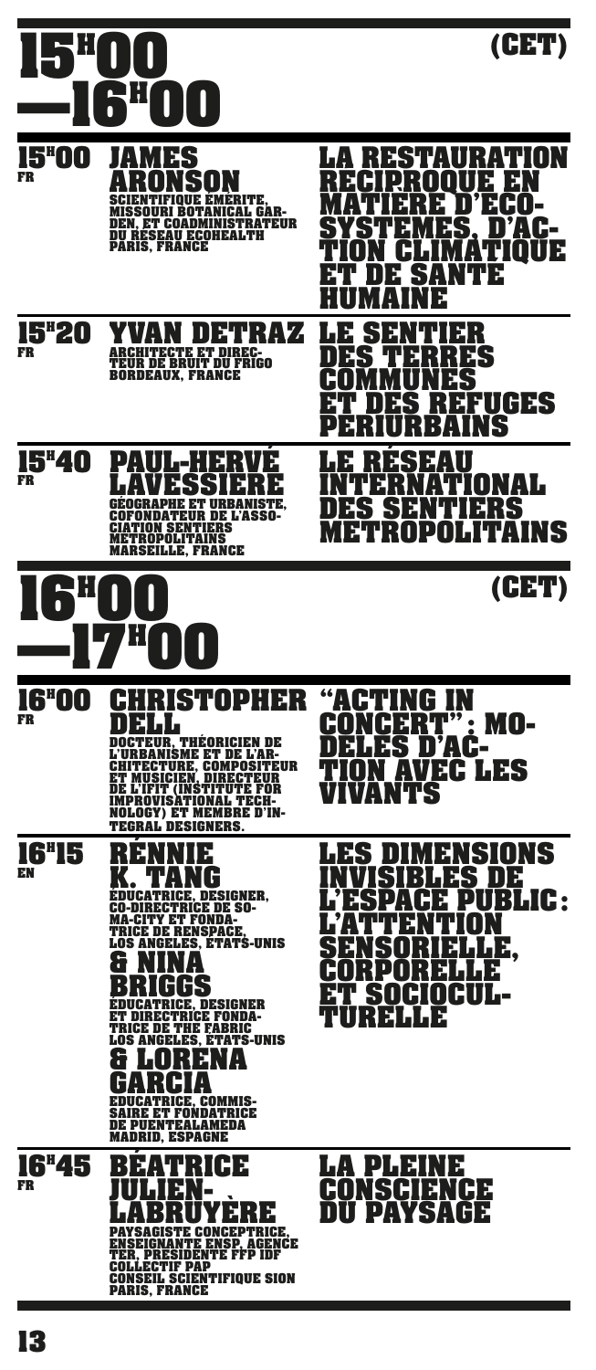## 15H00 —16H00 (CET)

**15H00** FR

### JAMES ARONSON

SCIENTIFIQUE ÉMÉRITE, MISSOURI BOTANICAL GARDEN, ET COADMINISTRATEUR DU RÉSEAU ECOHEALTH PARIS, FRANCE

**LA RESTAURATION RÉCIPROQUE EN MATIÈRE D'ÉCOSYSTÈMES, D'ACTION CLIMATIQUE ET DE SANTÉ HUMAINE**

**15H20** FR

### YVAN DETRAZ

ARCHITECTE ET DIRECTEUR DE BRUIT DU FRIGO BORDEAUX, FRANCE

**LE SENTIER DES TERRES COMMUNES ET DES REFUGES PÉRIURBAINS**

**15H40** FR

### PAUL-HERVÉ LAVESSIÈRE

GÉOGRAPHE ET URBANISTE, COFONDATEUR DE L'ASSOCIATION SENTIERS MÉTROPOLITAINS MARSEILLE, FRANCE

**LE RÉSEAU INTERNATIONAL DES SENTIERS MÉTROPOLITAINS**

## 16H00 —17H00 (CET)

**16H00** FR

### CHRISTOPHER DELL

DOCTEUR, THÉORICIEN DE L'URBANISME ET DE L'ARCHITECTURE, COMPOSITEUR ET MUSICIEN, DIRECTEUR DE L'IFIT (INSTITUTE FOR IMPROVISATIONAL TECHNOLOGY) ET MEMBRE D'INTEGRAL DESIGNERS.

**"ACTING IN CONCERT": MODÈLES D'ACTION AVEC LES VIVANTS**

**16H15** EN

### RENNIE K. TANG

ÉDUCATRICE, DESIGNER, CO-DIRECTRICE DE SOMA-CITY ET FONDATRICE DE RENSPACE, LOS ANGELES, ÉTATS-UNIS

### & NINA BRIGGS

ÉDUCATRICE, DESIGNER ET DIRECTRICE FONDATRICE DE THE FABRIC LOS ANGELES, ÉTATS-UNIS

### & LORENA GARCIA

ÉDUCATRICE, COMMISSAIRE ET FONDATRICE DE PUENTEALAMEDA MADRID, ESPAGNE

**LES DIMENSIONS INVISIBLES DE L'ESPACE PUBLIC : L'ATTENTION SENSORIELLE, CORPORELLE ET SOCIOCULTURELLE**

**16H45** FR

### BÉATRICE JULIEN-LABRUYÈRE

PAYSAGISTE CONCEPTRICE, ENSEIGNANTE ENSP, AGENCE TER, PRÉSIDENTE FFP IDF COLLECTIF PAP CONSEIL SCIENTIFIQUE SION PARIS, FRANCE

**LA PLEINE CONSCIENCE DU PAYSAGE**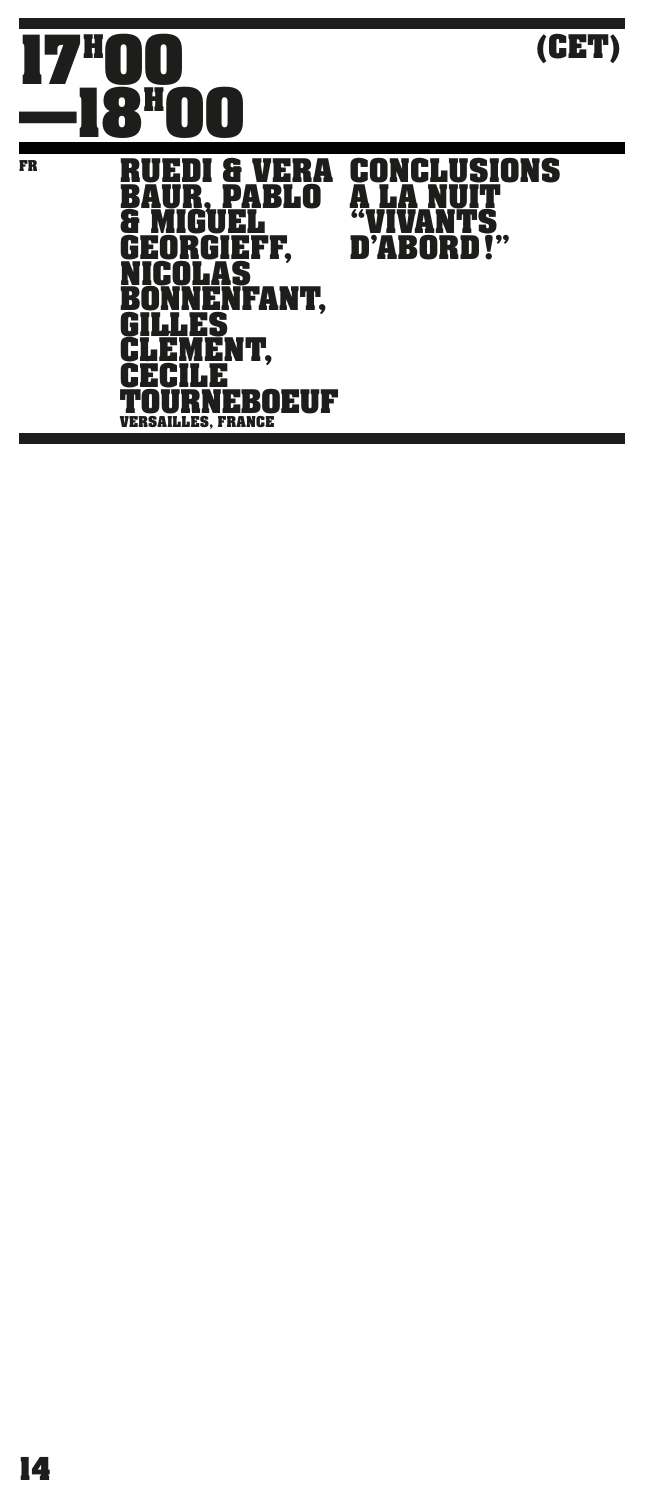# 17H00 —18H00 (CET)

FR

**RUEDI & VERA BAUR, PABLO & MIGUEL GEORGIEFF, NICOLAS BONNENFANT, GILLES CLEMENT, CECILE TOURNEBOEUF**
VERSAILLES, FRANCE

**CONCLUSIONS A LA NUIT "VIVANTS D'ABORD!"**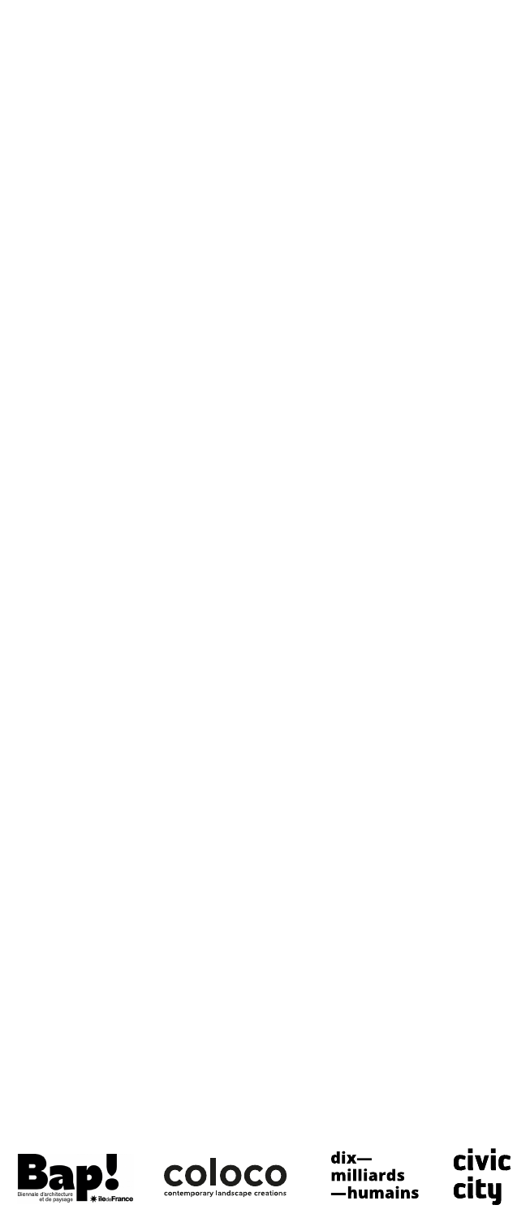Bap!

Biennale d'architecture et de paysage

îledeFrance

coloco

contemporary landscape creations

dix—
milliards
—humains

civic
city